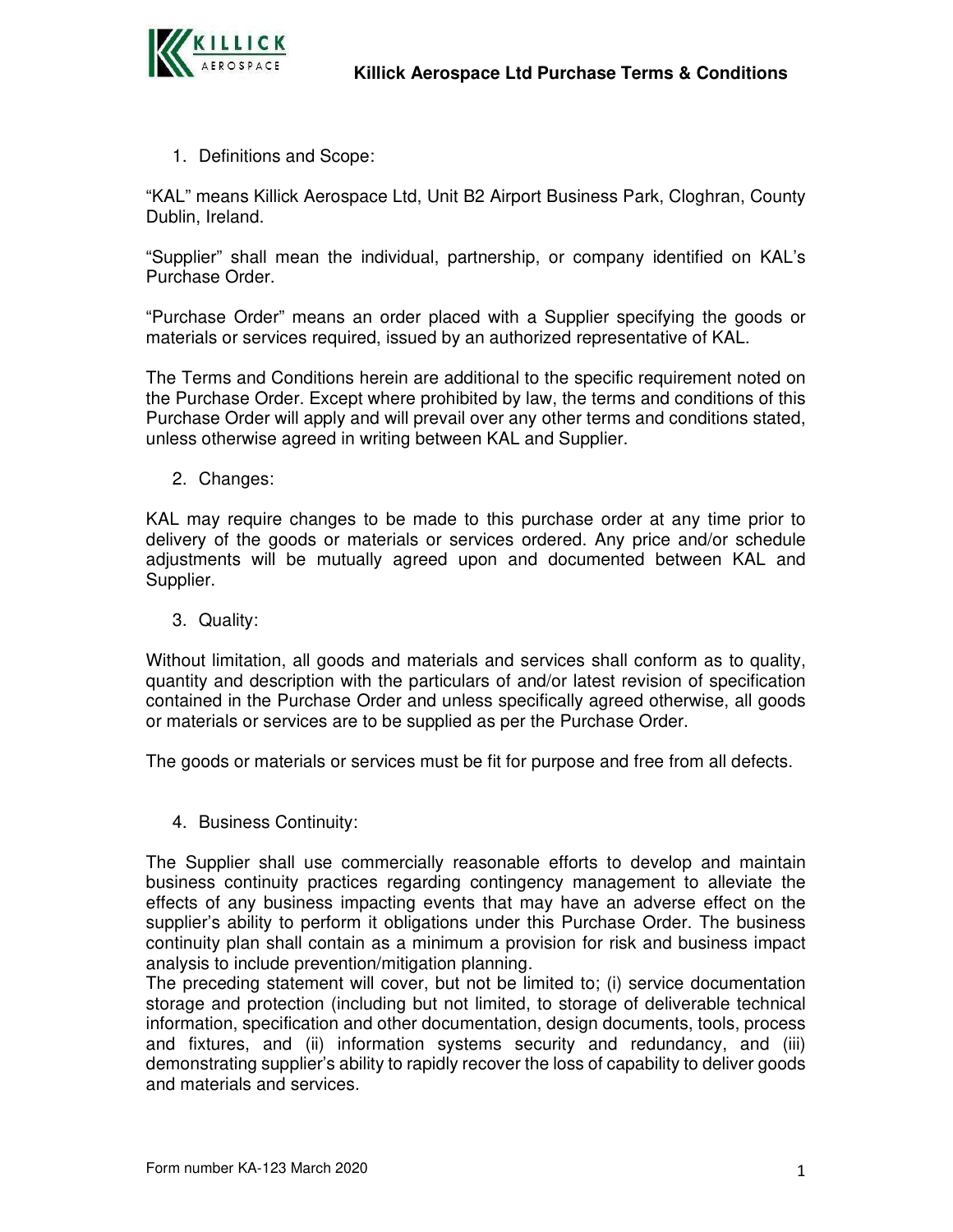# Killick Aerospace Ltd Purchase Terms & Conditions

1. Definitions and Scope:

"KAL" means Killick Aerospace Ltd, Unit B2 Airport Business Park, Cloghran, County Dublin, Ireland.

"Supplier" shall mean the individual, partnership, or company identified on KAL's Purchase Order.

"Purchase Order" means an order placed with a Supplier specifying the goods or materials or services required, issued by an authorized representative of KAL.

The Terms and Conditions herein are additional to the specific requirement noted on the Purchase Order. Except where prohibited by law, the terms and conditions of this Purchase Order will apply and will prevail over any other terms and conditions stated, unless otherwise agreed in writing between KAL and Supplier.

2. Changes:

KAL may require changes to be made to this purchase order at any time prior to delivery of the goods or materials or services ordered. Any price and/or schedule adjustments will be mutually agreed upon and documented between KAL and Supplier.

3. Quality:

Without limitation, all goods and materials and services shall conform as to quality, quantity and description with the particulars of and/or latest revision of specification contained in the Purchase Order and unless specifically agreed otherwise, all goods or materials or services are to be supplied as per the Purchase Order.

The goods or materials or services must be fit for purpose and free from all defects.

4. Business Continuity:

The Supplier shall use commercially reasonable efforts to develop and maintain business continuity practices regarding contingency management to alleviate the effects of any business impacting events that may have an adverse effect on the supplier's ability to perform it obligations under this Purchase Order. The business continuity plan shall contain as a minimum a provision for risk and business impact analysis to include prevention/mitigation planning.
The preceding statement will cover, but not be limited to; (i) service documentation storage and protection (including but not limited, to storage of deliverable technical information, specification and other documentation, design documents, tools, process and fixtures, and (ii) information systems security and redundancy, and (iii) demonstrating supplier's ability to rapidly recover the loss of capability to deliver goods and materials and services.

Form number KA-123 March 2020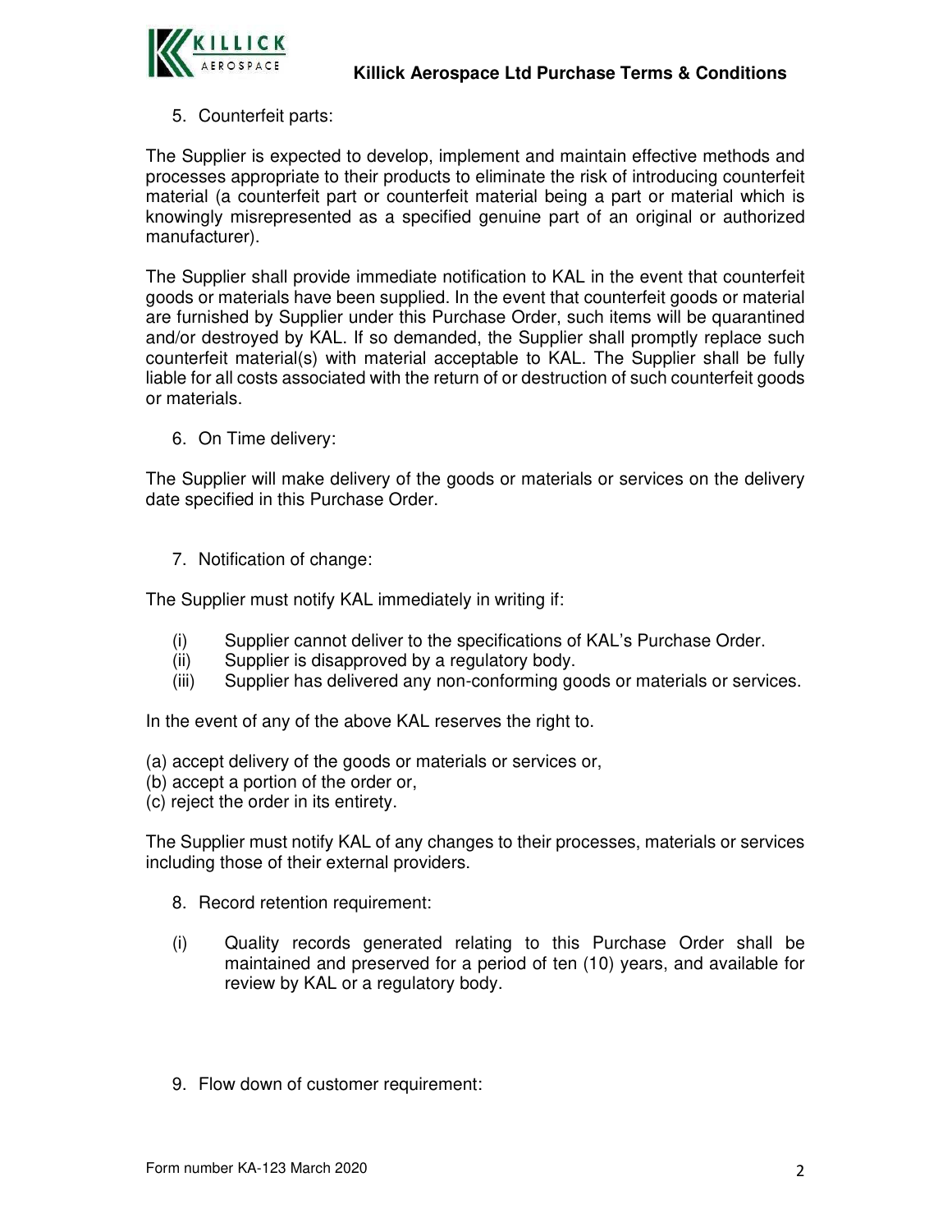5. Counterfeit parts:

The Supplier is expected to develop, implement and maintain effective methods and processes appropriate to their products to eliminate the risk of introducing counterfeit material (a counterfeit part or counterfeit material being a part or material which is knowingly misrepresented as a specified genuine part of an original or authorized manufacturer).

The Supplier shall provide immediate notification to KAL in the event that counterfeit goods or materials have been supplied. In the event that counterfeit goods or material are furnished by Supplier under this Purchase Order, such items will be quarantined and/or destroyed by KAL. If so demanded, the Supplier shall promptly replace such counterfeit material(s) with material acceptable to KAL. The Supplier shall be fully liable for all costs associated with the return of or destruction of such counterfeit goods or materials.

6. On Time delivery:

The Supplier will make delivery of the goods or materials or services on the delivery date specified in this Purchase Order.

7. Notification of change:

The Supplier must notify KAL immediately in writing if:

(i) Supplier cannot deliver to the specifications of KAL's Purchase Order.
(ii) Supplier is disapproved by a regulatory body.
(iii) Supplier has delivered any non-conforming goods or materials or services.

In the event of any of the above KAL reserves the right to.

(a) accept delivery of the goods or materials or services or,
(b) accept a portion of the order or,
(c) reject the order in its entirety.

The Supplier must notify KAL of any changes to their processes, materials or services including those of their external providers.

8. Record retention requirement:

(i) Quality records generated relating to this Purchase Order shall be maintained and preserved for a period of ten (10) years, and available for review by KAL or a regulatory body.

9. Flow down of customer requirement: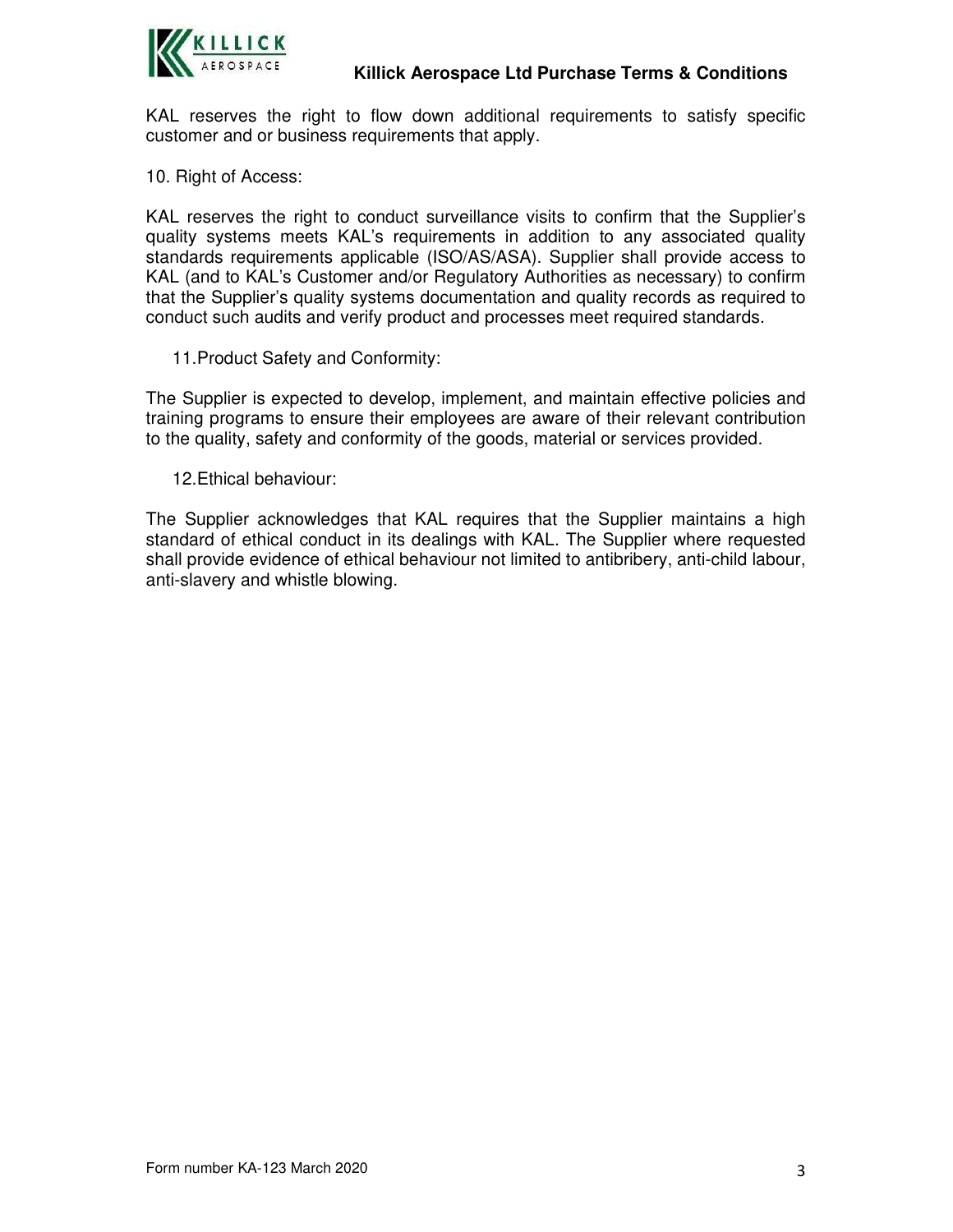KAL reserves the right to flow down additional requirements to satisfy specific customer and or business requirements that apply.

10. Right of Access:

KAL reserves the right to conduct surveillance visits to confirm that the Supplier's quality systems meets KAL's requirements in addition to any associated quality standards requirements applicable (ISO/AS/ASA). Supplier shall provide access to KAL (and to KAL's Customer and/or Regulatory Authorities as necessary) to confirm that the Supplier's quality systems documentation and quality records as required to conduct such audits and verify product and processes meet required standards.

11. Product Safety and Conformity:

The Supplier is expected to develop, implement, and maintain effective policies and training programs to ensure their employees are aware of their relevant contribution to the quality, safety and conformity of the goods, material or services provided.

12. Ethical behaviour:

The Supplier acknowledges that KAL requires that the Supplier maintains a high standard of ethical conduct in its dealings with KAL. The Supplier where requested shall provide evidence of ethical behaviour not limited to antibribery, anti-child labour, anti-slavery and whistle blowing.

Form number KA-123 March 2020